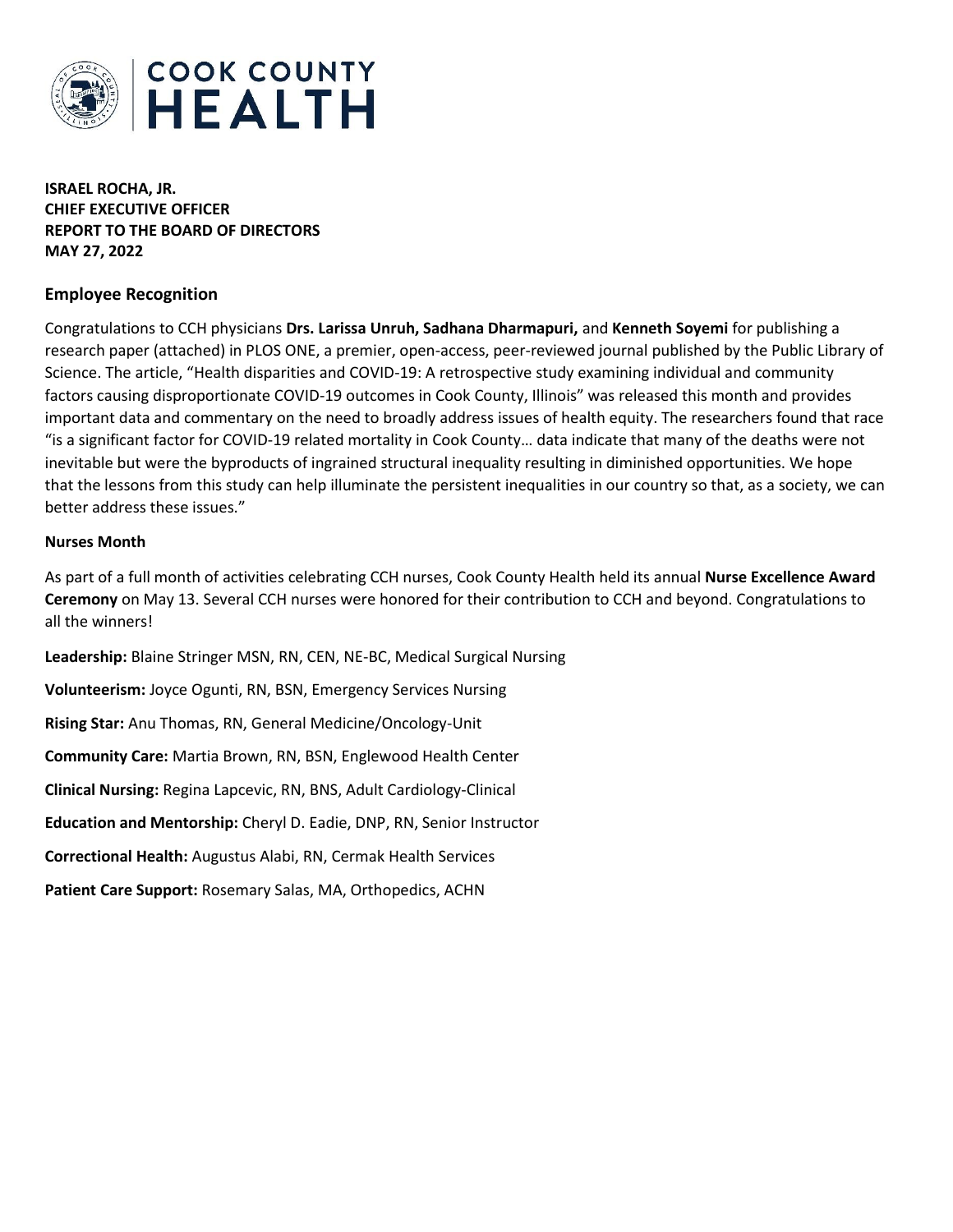**ISRAEL ROCHA, JR.**
**CHIEF EXECUTIVE OFFICER**
**REPORT TO THE BOARD OF DIRECTORS**
**MAY 27, 2022**

## Employee Recognition

Congratulations to CCH physicians **Drs. Larissa Unruh, Sadhana Dharmapuri,** and **Kenneth Soyemi** for publishing a research paper (attached) in PLOS ONE, a premier, open-access, peer-reviewed journal published by the Public Library of Science. The article, "Health disparities and COVID-19: A retrospective study examining individual and community factors causing disproportionate COVID-19 outcomes in Cook County, Illinois" was released this month and provides important data and commentary on the need to broadly address issues of health equity. The researchers found that race "is a significant factor for COVID-19 related mortality in Cook County… data indicate that many of the deaths were not inevitable but were the byproducts of ingrained structural inequality resulting in diminished opportunities. We hope that the lessons from this study can help illuminate the persistent inequalities in our country so that, as a society, we can better address these issues."

### Nurses Month

As part of a full month of activities celebrating CCH nurses, Cook County Health held its annual **Nurse Excellence Award Ceremony** on May 13. Several CCH nurses were honored for their contribution to CCH and beyond. Congratulations to all the winners!

**Leadership:** Blaine Stringer MSN, RN, CEN, NE-BC, Medical Surgical Nursing

**Volunteerism:** Joyce Ogunti, RN, BSN, Emergency Services Nursing

**Rising Star:** Anu Thomas, RN, General Medicine/Oncology-Unit

**Community Care:** Martia Brown, RN, BSN, Englewood Health Center

**Clinical Nursing:** Regina Lapcevic, RN, BNS, Adult Cardiology-Clinical

**Education and Mentorship:** Cheryl D. Eadie, DNP, RN, Senior Instructor

**Correctional Health:** Augustus Alabi, RN, Cermak Health Services

**Patient Care Support:** Rosemary Salas, MA, Orthopedics, ACHN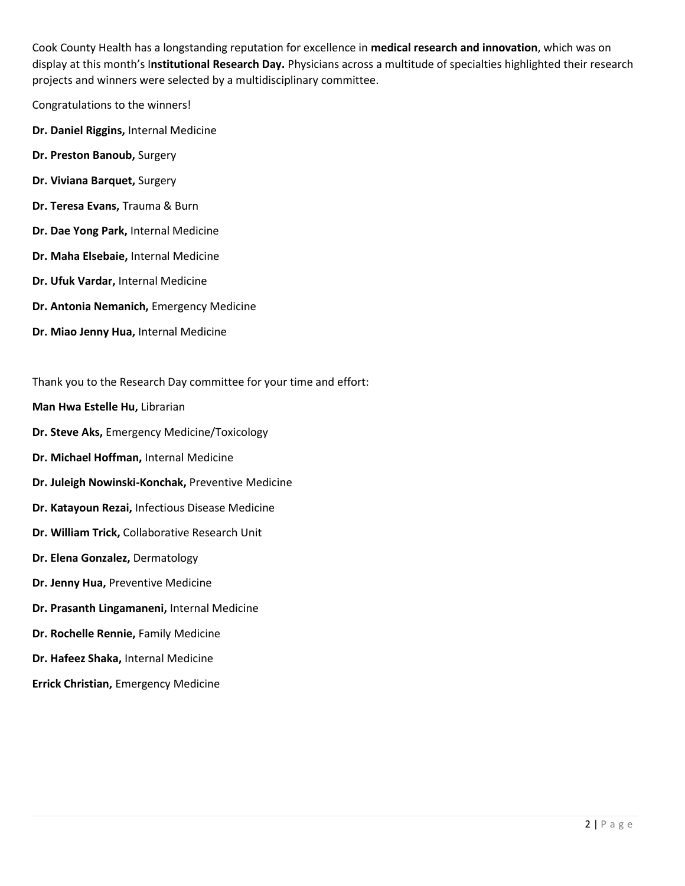Cook County Health has a longstanding reputation for excellence in **medical research and innovation**, which was on display at this month's I**nstitutional Research Day.** Physicians across a multitude of specialties highlighted their research projects and winners were selected by a multidisciplinary committee.

Congratulations to the winners!

**Dr. Daniel Riggins,** Internal Medicine

**Dr. Preston Banoub,** Surgery

**Dr. Viviana Barquet,** Surgery

**Dr. Teresa Evans,** Trauma & Burn

**Dr. Dae Yong Park,** Internal Medicine

**Dr. Maha Elsebaie,** Internal Medicine

**Dr. Ufuk Vardar,** Internal Medicine

**Dr. Antonia Nemanich,** Emergency Medicine

**Dr. Miao Jenny Hua,** Internal Medicine

Thank you to the Research Day committee for your time and effort:

**Man Hwa Estelle Hu,** Librarian

**Dr. Steve Aks,** Emergency Medicine/Toxicology

**Dr. Michael Hoffman,** Internal Medicine

**Dr. Juleigh Nowinski-Konchak,** Preventive Medicine

**Dr. Katayoun Rezai,** Infectious Disease Medicine

**Dr. William Trick,** Collaborative Research Unit

**Dr. Elena Gonzalez,** Dermatology

**Dr. Jenny Hua,** Preventive Medicine

**Dr. Prasanth Lingamaneni,** Internal Medicine

**Dr. Rochelle Rennie,** Family Medicine

**Dr. Hafeez Shaka,** Internal Medicine

**Errick Christian,** Emergency Medicine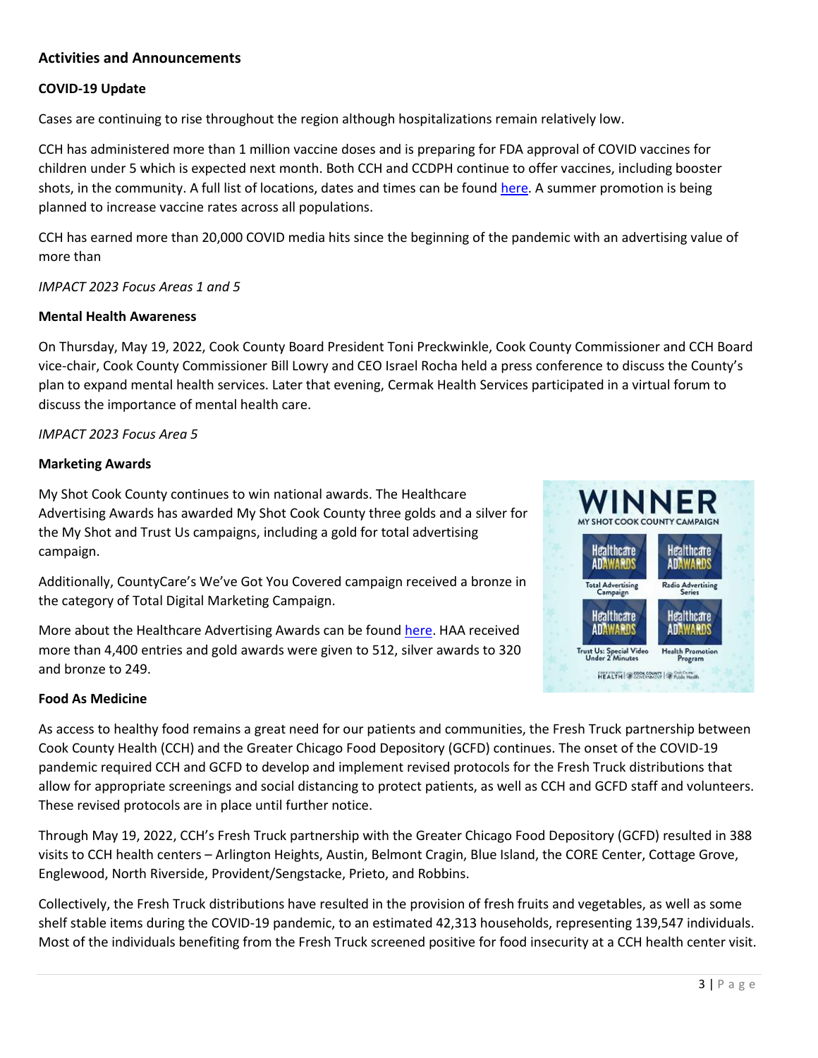## Activities and Announcements

### COVID-19 Update

Cases are continuing to rise throughout the region although hospitalizations remain relatively low.

CCH has administered more than 1 million vaccine doses and is preparing for FDA approval of COVID vaccines for children under 5 which is expected next month. Both CCH and CCDPH continue to offer vaccines, including booster shots, in the community. A full list of locations, dates and times can be found here. A summer promotion is being planned to increase vaccine rates across all populations.

CCH has earned more than 20,000 COVID media hits since the beginning of the pandemic with an advertising value of more than

*IMPACT 2023 Focus Areas 1 and 5*

### Mental Health Awareness

On Thursday, May 19, 2022, Cook County Board President Toni Preckwinkle, Cook County Commissioner and CCH Board vice-chair, Cook County Commissioner Bill Lowry and CEO Israel Rocha held a press conference to discuss the County's plan to expand mental health services. Later that evening, Cermak Health Services participated in a virtual forum to discuss the importance of mental health care.

*IMPACT 2023 Focus Area 5*

### Marketing Awards

My Shot Cook County continues to win national awards. The Healthcare Advertising Awards has awarded My Shot Cook County three golds and a silver for the My Shot and Trust Us campaigns, including a gold for total advertising campaign.

Additionally, CountyCare's We've Got You Covered campaign received a bronze in the category of Total Digital Marketing Campaign.

More about the Healthcare Advertising Awards can be found here. HAA received more than 4,400 entries and gold awards were given to 512, silver awards to 320 and bronze to 249.

WINNER
MY SHOT COOK COUNTY CAMPAIGN

Healthcare ADAWARDS – Total Advertising Campaign
Healthcare ADAWARDS – Radio Advertising Series
Healthcare ADAWARDS – Trust Us: Special Video Under 2 Minutes
Healthcare ADAWARDS – Health Promotion Program

### Food As Medicine

As access to healthy food remains a great need for our patients and communities, the Fresh Truck partnership between Cook County Health (CCH) and the Greater Chicago Food Depository (GCFD) continues. The onset of the COVID-19 pandemic required CCH and GCFD to develop and implement revised protocols for the Fresh Truck distributions that allow for appropriate screenings and social distancing to protect patients, as well as CCH and GCFD staff and volunteers. These revised protocols are in place until further notice.

Through May 19, 2022, CCH's Fresh Truck partnership with the Greater Chicago Food Depository (GCFD) resulted in 388 visits to CCH health centers – Arlington Heights, Austin, Belmont Cragin, Blue Island, the CORE Center, Cottage Grove, Englewood, North Riverside, Provident/Sengstacke, Prieto, and Robbins.

Collectively, the Fresh Truck distributions have resulted in the provision of fresh fruits and vegetables, as well as some shelf stable items during the COVID-19 pandemic, to an estimated 42,313 households, representing 139,547 individuals. Most of the individuals benefiting from the Fresh Truck screened positive for food insecurity at a CCH health center visit.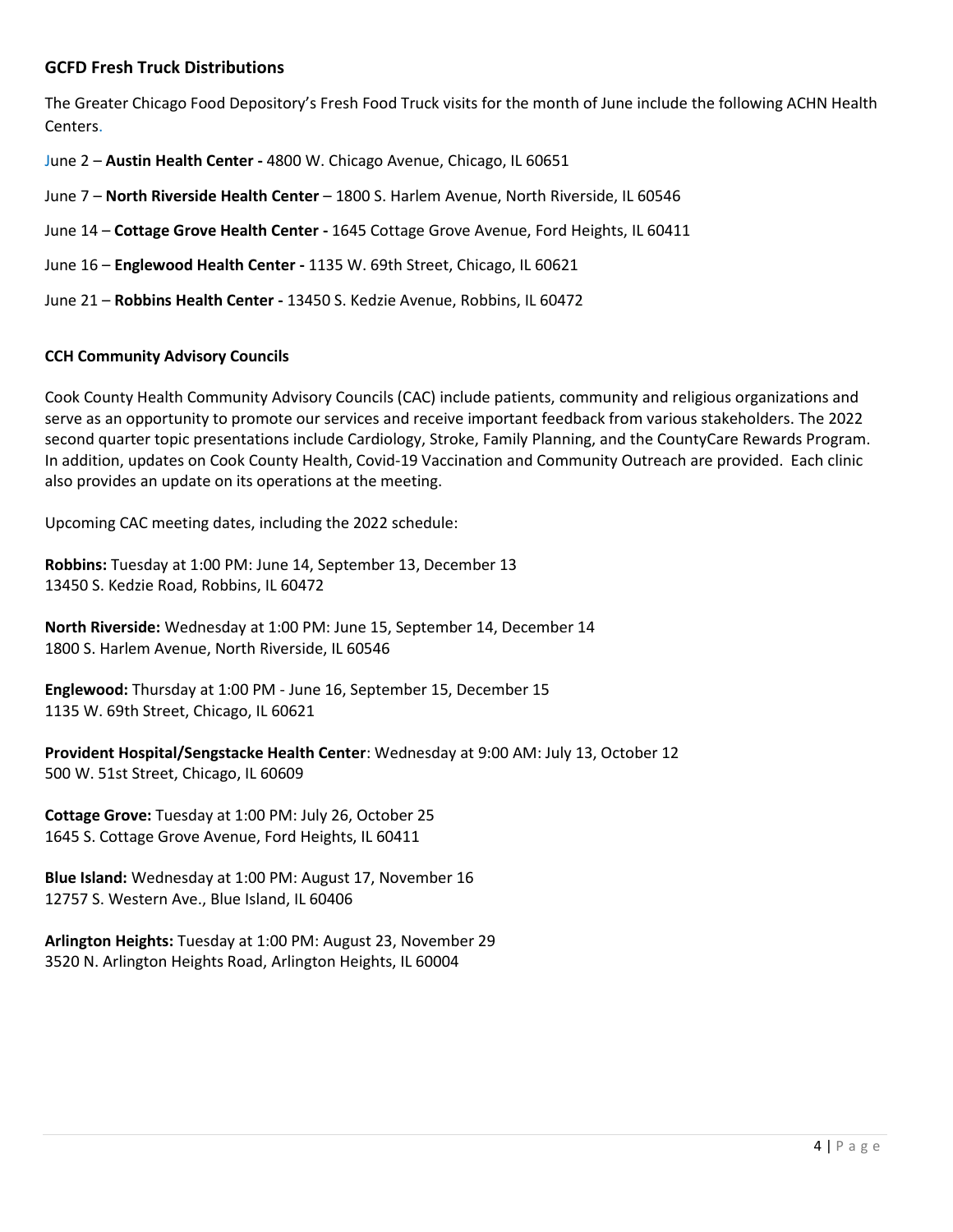### GCFD Fresh Truck Distributions

The Greater Chicago Food Depository's Fresh Food Truck visits for the month of June include the following ACHN Health Centers.

June 2 – **Austin Health Center -** 4800 W. Chicago Avenue, Chicago, IL 60651

June 7 – **North Riverside Health Center** – 1800 S. Harlem Avenue, North Riverside, IL 60546

June 14 – **Cottage Grove Health Center -** 1645 Cottage Grove Avenue, Ford Heights, IL 60411

June 16 – **Englewood Health Center -** 1135 W. 69th Street, Chicago, IL 60621

June 21 – **Robbins Health Center -** 13450 S. Kedzie Avenue, Robbins, IL 60472

**CCH Community Advisory Councils**

Cook County Health Community Advisory Councils (CAC) include patients, community and religious organizations and serve as an opportunity to promote our services and receive important feedback from various stakeholders. The 2022 second quarter topic presentations include Cardiology, Stroke, Family Planning, and the CountyCare Rewards Program. In addition, updates on Cook County Health, Covid-19 Vaccination and Community Outreach are provided. Each clinic also provides an update on its operations at the meeting.

Upcoming CAC meeting dates, including the 2022 schedule:

**Robbins:** Tuesday at 1:00 PM: June 14, September 13, December 13
13450 S. Kedzie Road, Robbins, IL 60472

**North Riverside:** Wednesday at 1:00 PM: June 15, September 14, December 14
1800 S. Harlem Avenue, North Riverside, IL 60546

**Englewood:** Thursday at 1:00 PM - June 16, September 15, December 15
1135 W. 69th Street, Chicago, IL 60621

**Provident Hospital/Sengstacke Health Center**: Wednesday at 9:00 AM: July 13, October 12
500 W. 51st Street, Chicago, IL 60609

**Cottage Grove:** Tuesday at 1:00 PM: July 26, October 25
1645 S. Cottage Grove Avenue, Ford Heights, IL 60411

**Blue Island:** Wednesday at 1:00 PM: August 17, November 16
12757 S. Western Ave., Blue Island, IL 60406

**Arlington Heights:** Tuesday at 1:00 PM: August 23, November 29
3520 N. Arlington Heights Road, Arlington Heights, IL 60004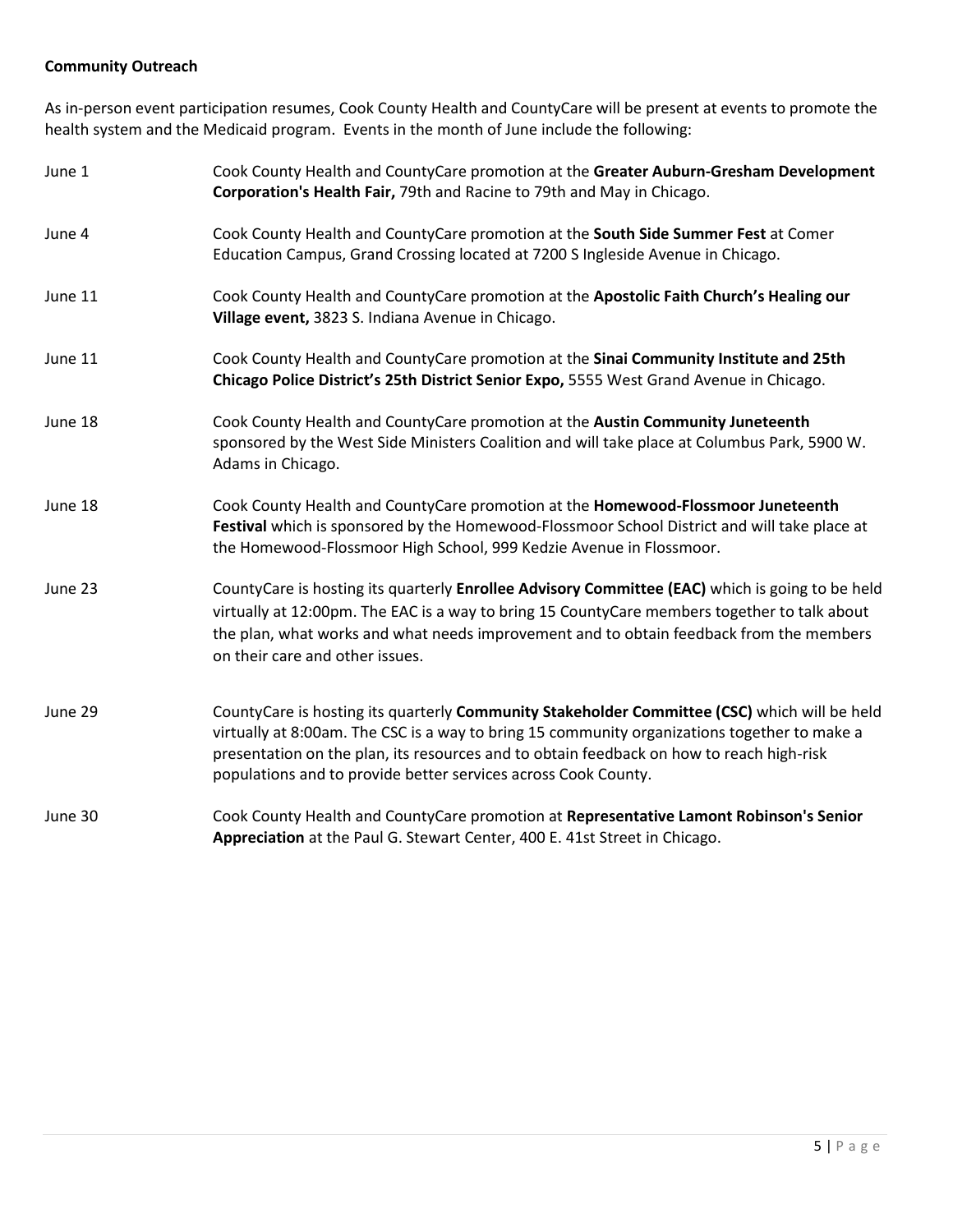**Community Outreach**

As in-person event participation resumes, Cook County Health and CountyCare will be present at events to promote the health system and the Medicaid program. Events in the month of June include the following:

| | |
|---|---|
| June 1 | Cook County Health and CountyCare promotion at the **Greater Auburn-Gresham Development Corporation's Health Fair,** 79th and Racine to 79th and May in Chicago. |
| June 4 | Cook County Health and CountyCare promotion at the **South Side Summer Fest** at Comer Education Campus, Grand Crossing located at 7200 S Ingleside Avenue in Chicago. |
| June 11 | Cook County Health and CountyCare promotion at the **Apostolic Faith Church's Healing our Village event,** 3823 S. Indiana Avenue in Chicago. |
| June 11 | Cook County Health and CountyCare promotion at the **Sinai Community Institute and 25th Chicago Police District's 25th District Senior Expo,** 5555 West Grand Avenue in Chicago. |
| June 18 | Cook County Health and CountyCare promotion at the **Austin Community Juneteenth** sponsored by the West Side Ministers Coalition and will take place at Columbus Park, 5900 W. Adams in Chicago. |
| June 18 | Cook County Health and CountyCare promotion at the **Homewood-Flossmoor Juneteenth Festival** which is sponsored by the Homewood-Flossmoor School District and will take place at the Homewood-Flossmoor High School, 999 Kedzie Avenue in Flossmoor. |
| June 23 | CountyCare is hosting its quarterly **Enrollee Advisory Committee (EAC)** which is going to be held virtually at 12:00pm. The EAC is a way to bring 15 CountyCare members together to talk about the plan, what works and what needs improvement and to obtain feedback from the members on their care and other issues. |
| June 29 | CountyCare is hosting its quarterly **Community Stakeholder Committee (CSC)** which will be held virtually at 8:00am. The CSC is a way to bring 15 community organizations together to make a presentation on the plan, its resources and to obtain feedback on how to reach high-risk populations and to provide better services across Cook County. |
| June 30 | Cook County Health and CountyCare promotion at **Representative Lamont Robinson's Senior Appreciation** at the Paul G. Stewart Center, 400 E. 41st Street in Chicago. |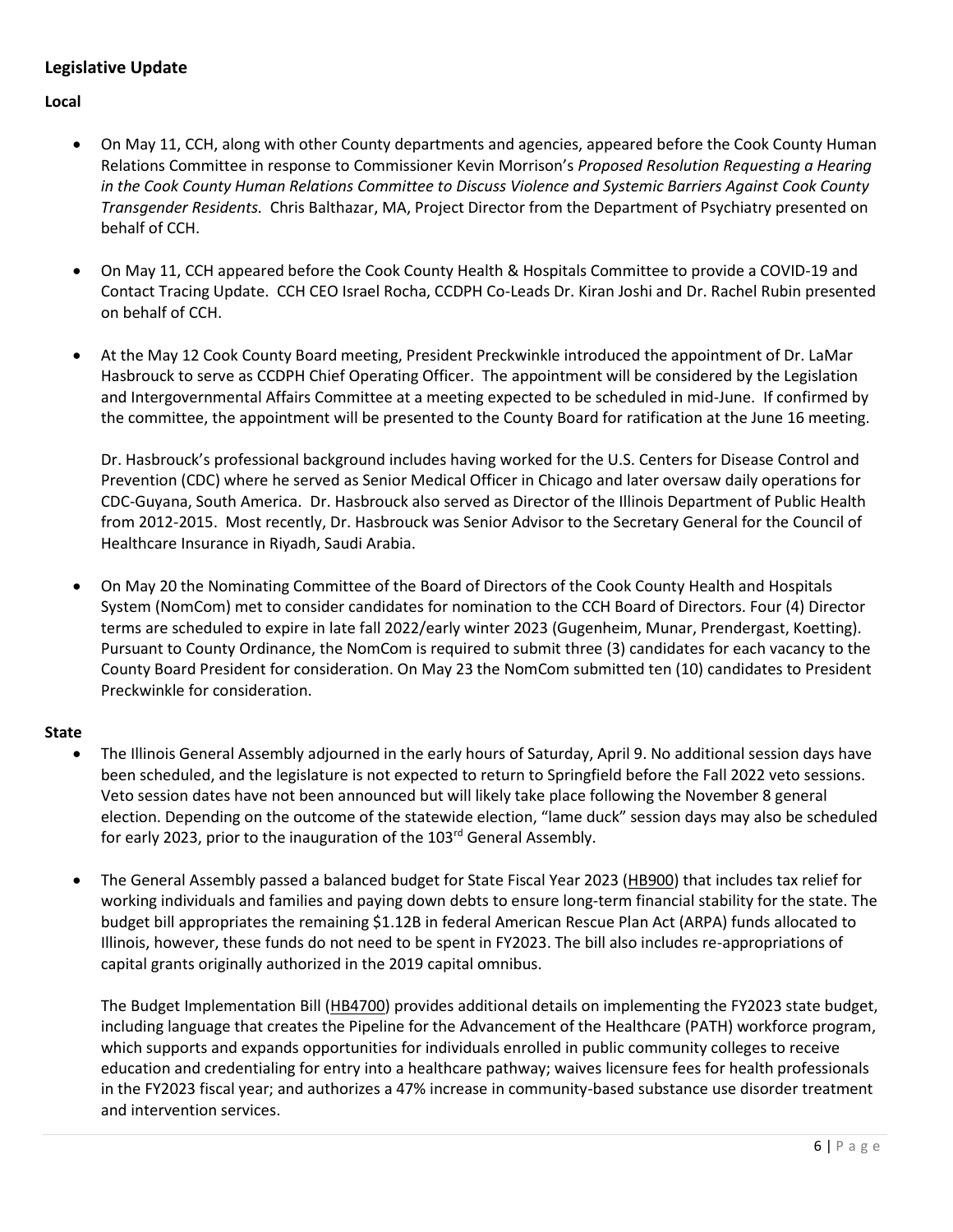## Legislative Update

### Local

- On May 11, CCH, along with other County departments and agencies, appeared before the Cook County Human Relations Committee in response to Commissioner Kevin Morrison's *Proposed Resolution Requesting a Hearing in the Cook County Human Relations Committee to Discuss Violence and Systemic Barriers Against Cook County Transgender Residents.* Chris Balthazar, MA, Project Director from the Department of Psychiatry presented on behalf of CCH.

- On May 11, CCH appeared before the Cook County Health & Hospitals Committee to provide a COVID-19 and Contact Tracing Update. CCH CEO Israel Rocha, CCDPH Co-Leads Dr. Kiran Joshi and Dr. Rachel Rubin presented on behalf of CCH.

- At the May 12 Cook County Board meeting, President Preckwinkle introduced the appointment of Dr. LaMar Hasbrouck to serve as CCDPH Chief Operating Officer. The appointment will be considered by the Legislation and Intergovernmental Affairs Committee at a meeting expected to be scheduled in mid-June. If confirmed by the committee, the appointment will be presented to the County Board for ratification at the June 16 meeting.

  Dr. Hasbrouck's professional background includes having worked for the U.S. Centers for Disease Control and Prevention (CDC) where he served as Senior Medical Officer in Chicago and later oversaw daily operations for CDC-Guyana, South America. Dr. Hasbrouck also served as Director of the Illinois Department of Public Health from 2012-2015. Most recently, Dr. Hasbrouck was Senior Advisor to the Secretary General for the Council of Healthcare Insurance in Riyadh, Saudi Arabia.

- On May 20 the Nominating Committee of the Board of Directors of the Cook County Health and Hospitals System (NomCom) met to consider candidates for nomination to the CCH Board of Directors. Four (4) Director terms are scheduled to expire in late fall 2022/early winter 2023 (Gugenheim, Munar, Prendergast, Koetting). Pursuant to County Ordinance, the NomCom is required to submit three (3) candidates for each vacancy to the County Board President for consideration. On May 23 the NomCom submitted ten (10) candidates to President Preckwinkle for consideration.

### State

- The Illinois General Assembly adjourned in the early hours of Saturday, April 9. No additional session days have been scheduled, and the legislature is not expected to return to Springfield before the Fall 2022 veto sessions. Veto session dates have not been announced but will likely take place following the November 8 general election. Depending on the outcome of the statewide election, "lame duck" session days may also be scheduled for early 2023, prior to the inauguration of the 103rd General Assembly.

- The General Assembly passed a balanced budget for State Fiscal Year 2023 (HB900) that includes tax relief for working individuals and families and paying down debts to ensure long-term financial stability for the state. The budget bill appropriates the remaining $1.12B in federal American Rescue Plan Act (ARPA) funds allocated to Illinois, however, these funds do not need to be spent in FY2023. The bill also includes re-appropriations of capital grants originally authorized in the 2019 capital omnibus.

  The Budget Implementation Bill (HB4700) provides additional details on implementing the FY2023 state budget, including language that creates the Pipeline for the Advancement of the Healthcare (PATH) workforce program, which supports and expands opportunities for individuals enrolled in public community colleges to receive education and credentialing for entry into a healthcare pathway; waives licensure fees for health professionals in the FY2023 fiscal year; and authorizes a 47% increase in community-based substance use disorder treatment and intervention services.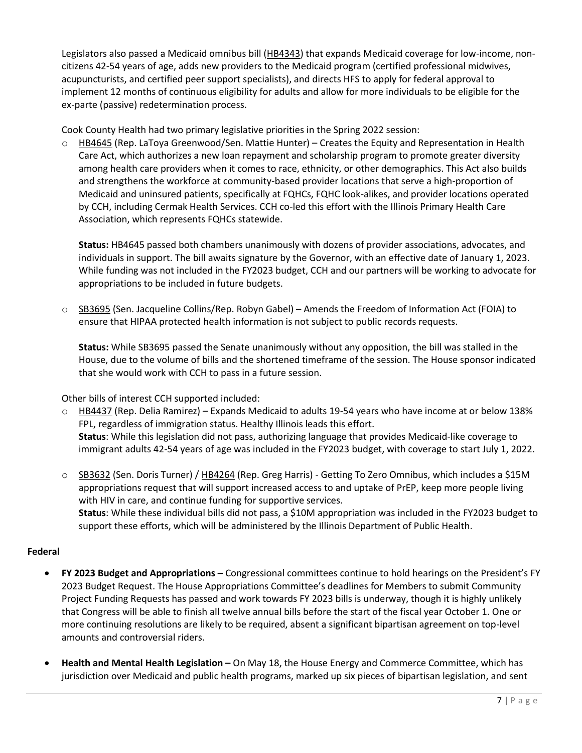Legislators also passed a Medicaid omnibus bill (HB4343) that expands Medicaid coverage for low-income, non-citizens 42-54 years of age, adds new providers to the Medicaid program (certified professional midwives, acupuncturists, and certified peer support specialists), and directs HFS to apply for federal approval to implement 12 months of continuous eligibility for adults and allow for more individuals to be eligible for the ex-parte (passive) redetermination process.

Cook County Health had two primary legislative priorities in the Spring 2022 session:

- HB4645 (Rep. LaToya Greenwood/Sen. Mattie Hunter) – Creates the Equity and Representation in Health Care Act, which authorizes a new loan repayment and scholarship program to promote greater diversity among health care providers when it comes to race, ethnicity, or other demographics. This Act also builds and strengthens the workforce at community-based provider locations that serve a high-proportion of Medicaid and uninsured patients, specifically at FQHCs, FQHC look-alikes, and provider locations operated by CCH, including Cermak Health Services. CCH co-led this effort with the Illinois Primary Health Care Association, which represents FQHCs statewide.

  **Status:** HB4645 passed both chambers unanimously with dozens of provider associations, advocates, and individuals in support. The bill awaits signature by the Governor, with an effective date of January 1, 2023. While funding was not included in the FY2023 budget, CCH and our partners will be working to advocate for appropriations to be included in future budgets.

- SB3695 (Sen. Jacqueline Collins/Rep. Robyn Gabel) – Amends the Freedom of Information Act (FOIA) to ensure that HIPAA protected health information is not subject to public records requests.

  **Status:** While SB3695 passed the Senate unanimously without any opposition, the bill was stalled in the House, due to the volume of bills and the shortened timeframe of the session. The House sponsor indicated that she would work with CCH to pass in a future session.

Other bills of interest CCH supported included:

- HB4437 (Rep. Delia Ramirez) – Expands Medicaid to adults 19-54 years who have income at or below 138% FPL, regardless of immigration status. Healthy Illinois leads this effort.
  **Status**: While this legislation did not pass, authorizing language that provides Medicaid-like coverage to immigrant adults 42-54 years of age was included in the FY2023 budget, with coverage to start July 1, 2022.

- SB3632 (Sen. Doris Turner) / HB4264 (Rep. Greg Harris) - Getting To Zero Omnibus, which includes a $15M appropriations request that will support increased access to and uptake of PrEP, keep more people living with HIV in care, and continue funding for supportive services.
  **Status**: While these individual bills did not pass, a $10M appropriation was included in the FY2023 budget to support these efforts, which will be administered by the Illinois Department of Public Health.

**Federal**

- **FY 2023 Budget and Appropriations –** Congressional committees continue to hold hearings on the President's FY 2023 Budget Request. The House Appropriations Committee's deadlines for Members to submit Community Project Funding Requests has passed and work towards FY 2023 bills is underway, though it is highly unlikely that Congress will be able to finish all twelve annual bills before the start of the fiscal year October 1. One or more continuing resolutions are likely to be required, absent a significant bipartisan agreement on top-level amounts and controversial riders.

- **Health and Mental Health Legislation –** On May 18, the House Energy and Commerce Committee, which has jurisdiction over Medicaid and public health programs, marked up six pieces of bipartisan legislation, and sent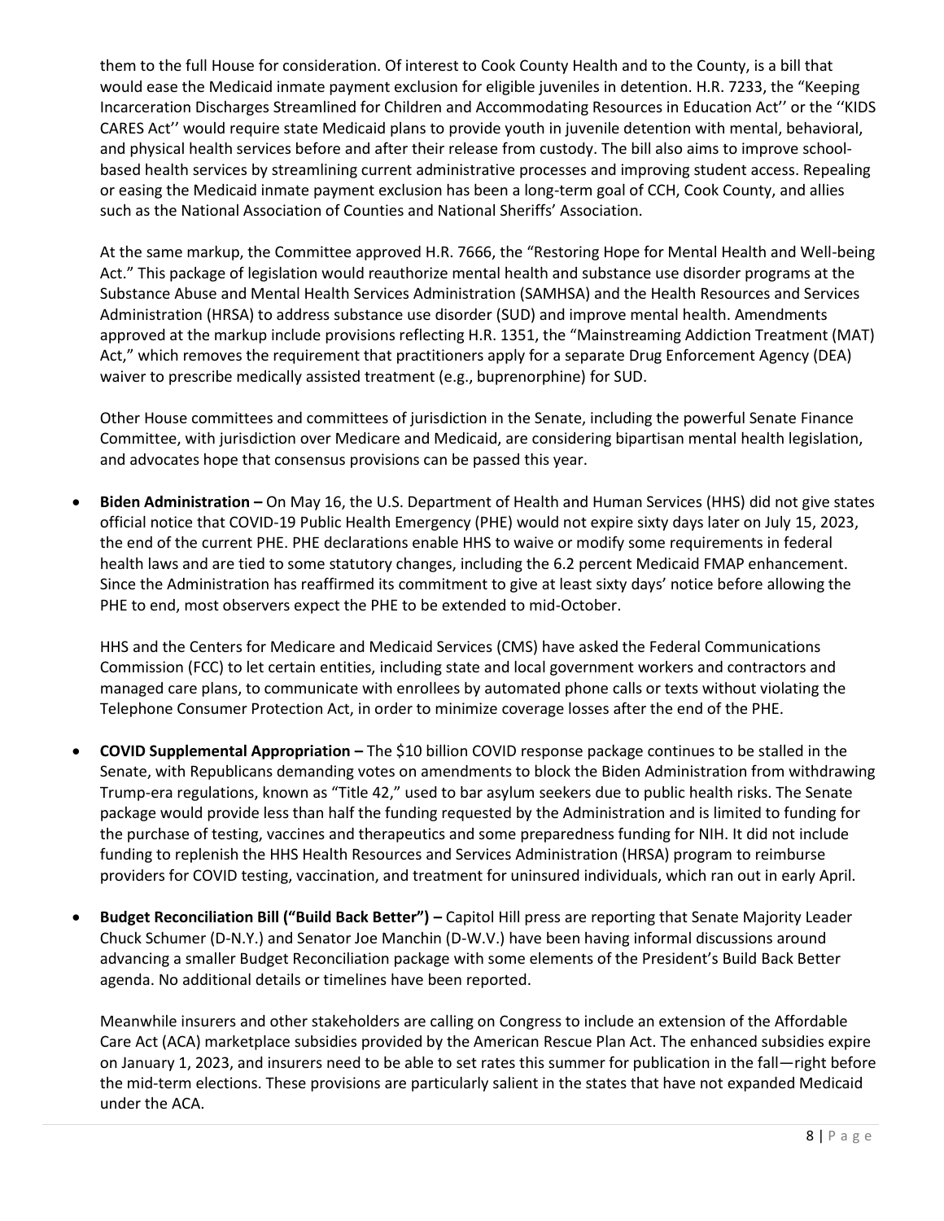them to the full House for consideration. Of interest to Cook County Health and to the County, is a bill that would ease the Medicaid inmate payment exclusion for eligible juveniles in detention. H.R. 7233, the "Keeping Incarceration Discharges Streamlined for Children and Accommodating Resources in Education Act'' or the ''KIDS CARES Act'' would require state Medicaid plans to provide youth in juvenile detention with mental, behavioral, and physical health services before and after their release from custody. The bill also aims to improve school-based health services by streamlining current administrative processes and improving student access. Repealing or easing the Medicaid inmate payment exclusion has been a long-term goal of CCH, Cook County, and allies such as the National Association of Counties and National Sheriffs' Association.

At the same markup, the Committee approved H.R. 7666, the "Restoring Hope for Mental Health and Well-being Act." This package of legislation would reauthorize mental health and substance use disorder programs at the Substance Abuse and Mental Health Services Administration (SAMHSA) and the Health Resources and Services Administration (HRSA) to address substance use disorder (SUD) and improve mental health. Amendments approved at the markup include provisions reflecting H.R. 1351, the "Mainstreaming Addiction Treatment (MAT) Act," which removes the requirement that practitioners apply for a separate Drug Enforcement Agency (DEA) waiver to prescribe medically assisted treatment (e.g., buprenorphine) for SUD.

Other House committees and committees of jurisdiction in the Senate, including the powerful Senate Finance Committee, with jurisdiction over Medicare and Medicaid, are considering bipartisan mental health legislation, and advocates hope that consensus provisions can be passed this year.

- **Biden Administration –** On May 16, the U.S. Department of Health and Human Services (HHS) did not give states official notice that COVID-19 Public Health Emergency (PHE) would not expire sixty days later on July 15, 2023, the end of the current PHE. PHE declarations enable HHS to waive or modify some requirements in federal health laws and are tied to some statutory changes, including the 6.2 percent Medicaid FMAP enhancement. Since the Administration has reaffirmed its commitment to give at least sixty days' notice before allowing the PHE to end, most observers expect the PHE to be extended to mid-October.

  HHS and the Centers for Medicare and Medicaid Services (CMS) have asked the Federal Communications Commission (FCC) to let certain entities, including state and local government workers and contractors and managed care plans, to communicate with enrollees by automated phone calls or texts without violating the Telephone Consumer Protection Act, in order to minimize coverage losses after the end of the PHE.

- **COVID Supplemental Appropriation –** The $10 billion COVID response package continues to be stalled in the Senate, with Republicans demanding votes on amendments to block the Biden Administration from withdrawing Trump-era regulations, known as "Title 42," used to bar asylum seekers due to public health risks. The Senate package would provide less than half the funding requested by the Administration and is limited to funding for the purchase of testing, vaccines and therapeutics and some preparedness funding for NIH. It did not include funding to replenish the HHS Health Resources and Services Administration (HRSA) program to reimburse providers for COVID testing, vaccination, and treatment for uninsured individuals, which ran out in early April.

- **Budget Reconciliation Bill ("Build Back Better") –** Capitol Hill press are reporting that Senate Majority Leader Chuck Schumer (D-N.Y.) and Senator Joe Manchin (D-W.V.) have been having informal discussions around advancing a smaller Budget Reconciliation package with some elements of the President's Build Back Better agenda. No additional details or timelines have been reported.

  Meanwhile insurers and other stakeholders are calling on Congress to include an extension of the Affordable Care Act (ACA) marketplace subsidies provided by the American Rescue Plan Act. The enhanced subsidies expire on January 1, 2023, and insurers need to be able to set rates this summer for publication in the fall—right before the mid-term elections. These provisions are particularly salient in the states that have not expanded Medicaid under the ACA.